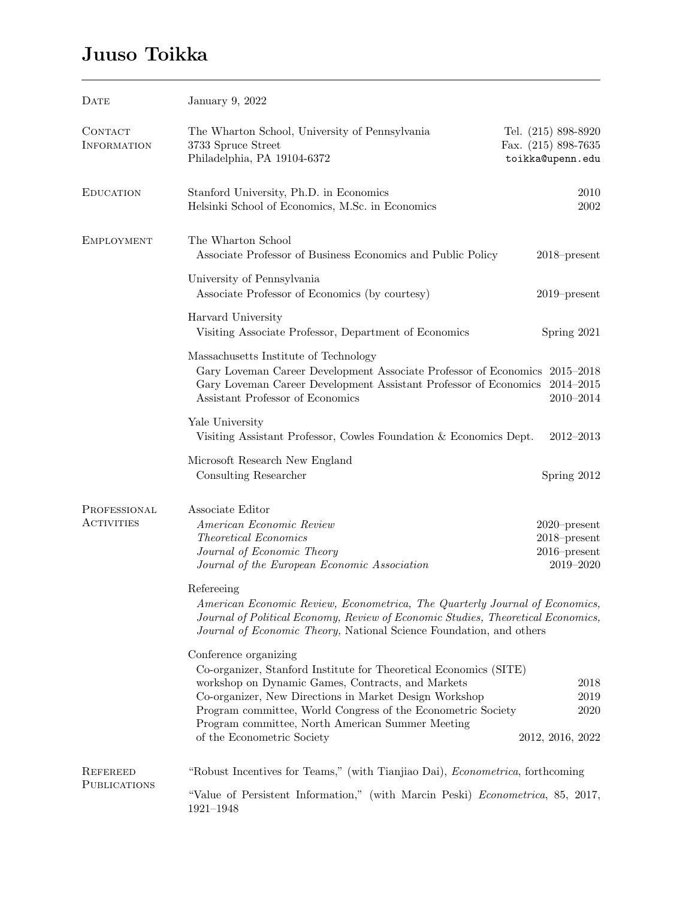# Juuso Toikka

---

## Date

January 9, 2022

## Contact Information

The Wharton School, University of Pennsylvania
3733 Spruce Street
Philadelphia, PA 19104-6372

Tel. (215) 898-8920
Fax. (215) 898-7635
toikka@upenn.edu

## Education

Stanford University, Ph.D. in Economics — 2010
Helsinki School of Economics, M.Sc. in Economics — 2002

## Employment

The Wharton School
- Associate Professor of Business Economics and Public Policy — 2018–present

University of Pennsylvania
- Associate Professor of Economics (by courtesy) — 2019–present

Harvard University
- Visiting Associate Professor, Department of Economics — Spring 2021

Massachusetts Institute of Technology
- Gary Loveman Career Development Associate Professor of Economics — 2015–2018
- Gary Loveman Career Development Assistant Professor of Economics — 2014–2015
- Assistant Professor of Economics — 2010–2014

Yale University
- Visiting Assistant Professor, Cowles Foundation & Economics Dept. — 2012–2013

Microsoft Research New England
- Consulting Researcher — Spring 2012

## Professional Activities

Associate Editor
- *American Economic Review* — 2020–present
- *Theoretical Economics* — 2018–present
- *Journal of Economic Theory* — 2016–present
- *Journal of the European Economic Association* — 2019–2020

Refereeing
- *American Economic Review, Econometrica, The Quarterly Journal of Economics, Journal of Political Economy, Review of Economic Studies, Theoretical Economics, Journal of Economic Theory,* National Science Foundation, and others

Conference organizing
- Co-organizer, Stanford Institute for Theoretical Economics (SITE) workshop on Dynamic Games, Contracts, and Markets — 2018
- Co-organizer, New Directions in Market Design Workshop — 2019
- Program committee, World Congress of the Econometric Society — 2020
- Program committee, North American Summer Meeting of the Econometric Society — 2012, 2016, 2022

## Refereed Publications

"Robust Incentives for Teams," (with Tianjiao Dai), *Econometrica*, forthcoming

"Value of Persistent Information," (with Marcin Peski) *Econometrica*, 85, 2017, 1921–1948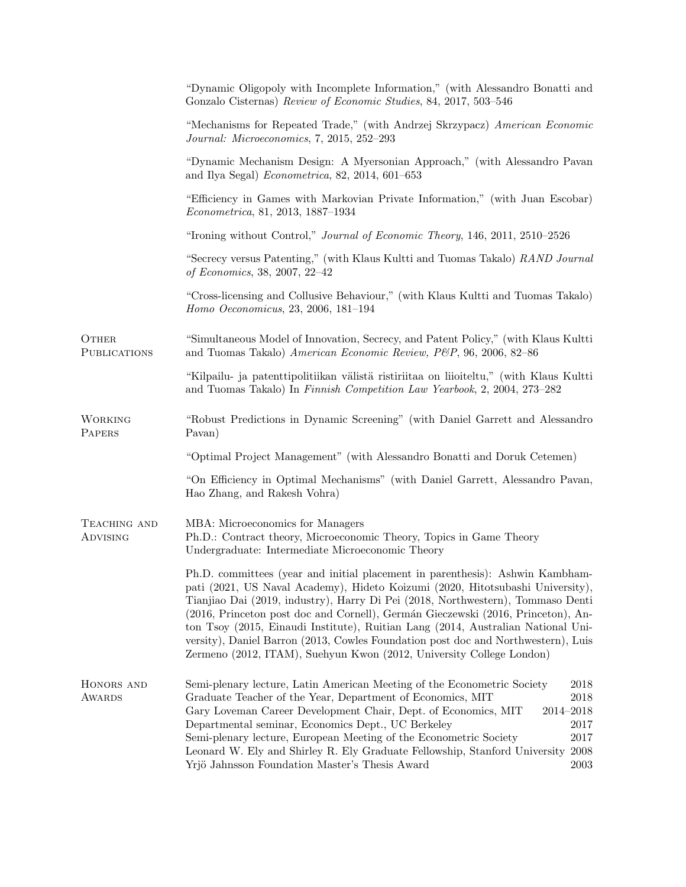"Dynamic Oligopoly with Incomplete Information," (with Alessandro Bonatti and Gonzalo Cisternas) *Review of Economic Studies*, 84, 2017, 503–546

"Mechanisms for Repeated Trade," (with Andrzej Skrzypacz) *American Economic Journal: Microeconomics*, 7, 2015, 252–293

"Dynamic Mechanism Design: A Myersonian Approach," (with Alessandro Pavan and Ilya Segal) *Econometrica*, 82, 2014, 601–653

"Efficiency in Games with Markovian Private Information," (with Juan Escobar) *Econometrica*, 81, 2013, 1887–1934

"Ironing without Control," *Journal of Economic Theory*, 146, 2011, 2510–2526

"Secrecy versus Patenting," (with Klaus Kultti and Tuomas Takalo) *RAND Journal of Economics*, 38, 2007, 22–42

"Cross-licensing and Collusive Behaviour," (with Klaus Kultti and Tuomas Takalo) *Homo Oeconomicus*, 23, 2006, 181–194

## Other Publications

"Simultaneous Model of Innovation, Secrecy, and Patent Policy," (with Klaus Kultti and Tuomas Takalo) *American Economic Review, P&P*, 96, 2006, 82–86

"Kilpailu- ja patenttipolitiikan välistä ristiriitaa on liioiteltu," (with Klaus Kultti and Tuomas Takalo) In *Finnish Competition Law Yearbook*, 2, 2004, 273–282

## Working Papers

"Robust Predictions in Dynamic Screening" (with Daniel Garrett and Alessandro Pavan)

"Optimal Project Management" (with Alessandro Bonatti and Doruk Cetemen)

"On Efficiency in Optimal Mechanisms" (with Daniel Garrett, Alessandro Pavan, Hao Zhang, and Rakesh Vohra)

## Teaching and Advising

MBA: Microeconomics for Managers
Ph.D.: Contract theory, Microeconomic Theory, Topics in Game Theory
Undergraduate: Intermediate Microeconomic Theory

Ph.D. committees (year and initial placement in parenthesis): Ashwin Kambhampati (2021, US Naval Academy), Hideto Koizumi (2020, Hitotsubashi University), Tianjiao Dai (2019, industry), Harry Di Pei (2018, Northwestern), Tommaso Denti (2016, Princeton post doc and Cornell), Germán Gieczewski (2016, Princeton), Anton Tsoy (2015, Einaudi Institute), Ruitian Lang (2014, Australian National University), Daniel Barron (2013, Cowles Foundation post doc and Northwestern), Luis Zermeno (2012, ITAM), Suehyun Kwon (2012, University College London)

## Honors and Awards

| | |
|---|---|
| Semi-plenary lecture, Latin American Meeting of the Econometric Society | 2018 |
| Graduate Teacher of the Year, Department of Economics, MIT | 2018 |
| Gary Loveman Career Development Chair, Dept. of Economics, MIT | 2014–2018 |
| Departmental seminar, Economics Dept., UC Berkeley | 2017 |
| Semi-plenary lecture, European Meeting of the Econometric Society | 2017 |
| Leonard W. Ely and Shirley R. Ely Graduate Fellowship, Stanford University | 2008 |
| Yrjö Jahnsson Foundation Master's Thesis Award | 2003 |